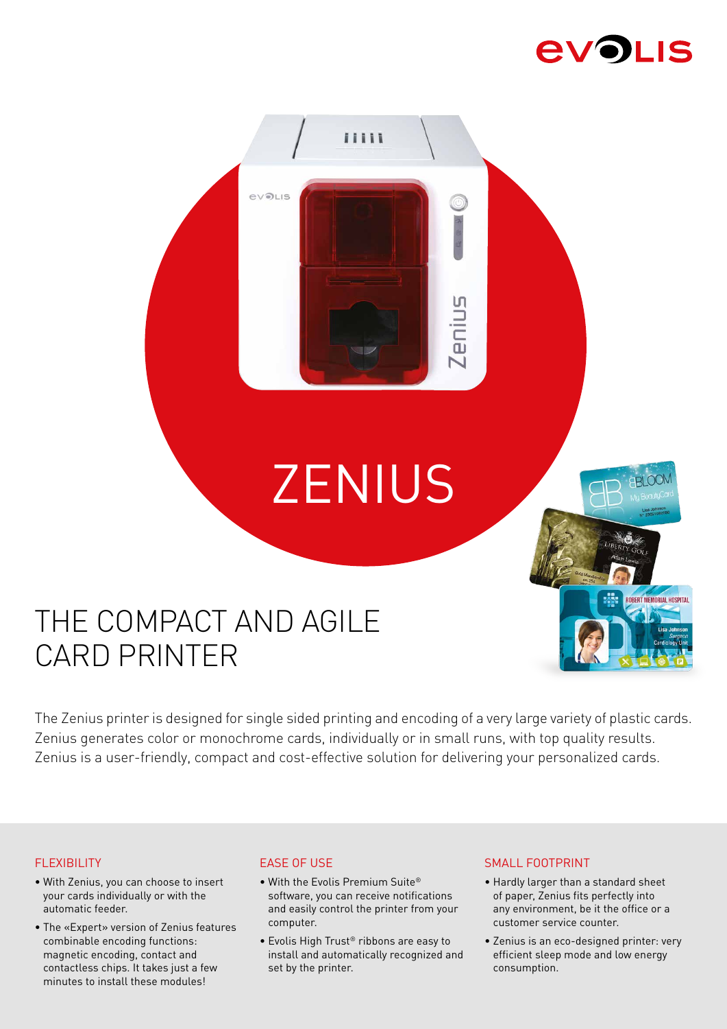# ZENIUS

## THE COMPACT AND AGILE CARD PRINTER

The Zenius printer is designed for single sided printing and encoding of a very large variety of plastic cards. Zenius generates color or monochrome cards, individually or in small runs, with top quality results. Zenius is a user-friendly, compact and cost-effective solution for delivering your personalized cards.

### FLEXIBILITY

- With Zenius, you can choose to insert your cards individually or with the automatic feeder.
- The «Expert» version of Zenius features combinable encoding functions: magnetic encoding, contact and contactless chips. It takes just a few minutes to install these modules!

### EASE OF USE

- With the Evolis Premium Suite® software, you can receive notifications and easily control the printer from your computer.
- Evolis High Trust® ribbons are easy to install and automatically recognized and set by the printer.

### SMALL FOOTPRINT

- Hardly larger than a standard sheet of paper, Zenius fits perfectly into any environment, be it the office or a customer service counter.
- Zenius is an eco-designed printer: very efficient sleep mode and low energy consumption.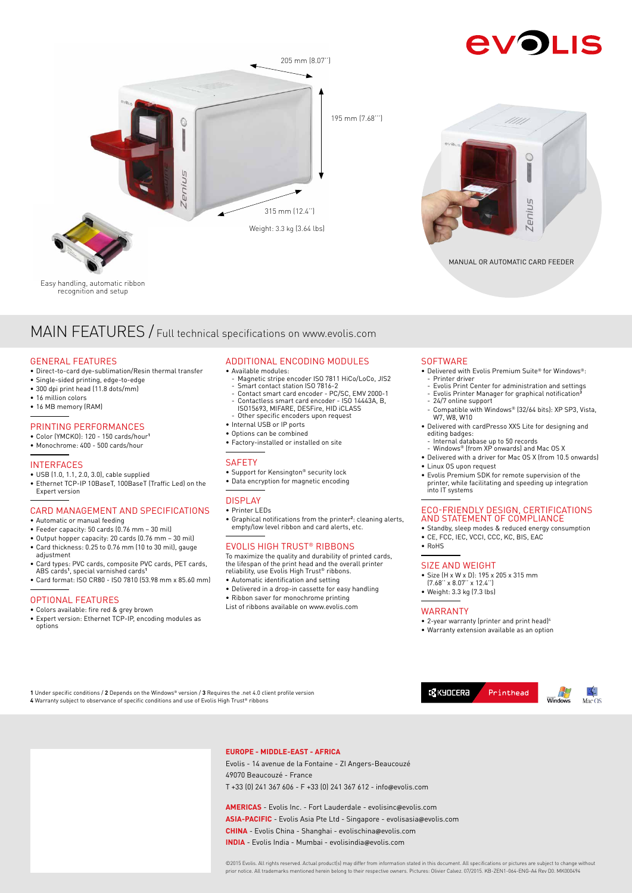205 mm (8.07'')

195 mm (7.68'')

315 mm (12.4'')

Weight: 3.3 kg (3.64 lbs)

Easy handling, automatic ribbon recognition and setup

MANUAL OR AUTOMATIC CARD FEEDER

# MAIN FEATURES / Full technical specifications on www.evolis.com

## GENERAL FEATURES

- Direct-to-card dye-sublimation/Resin thermal transfer
- Single-sided printing, edge-to-edge
- 300 dpi print head (11.8 dots/mm)
- 16 million colors
- 16 MB memory (RAM)

## PRINTING PERFORMANCES

- Color (YMCKO): 120 - 150 cards/hour[1]
- Monochrome: 400 - 500 cards/hour

## INTERFACES

- USB (1.0, 1.1, 2.0, 3.0), cable supplied
- Ethernet TCP-IP 10BaseT, 100BaseT (Traffic Led) on the Expert version

## CARD MANAGEMENT AND SPECIFICATIONS

- Automatic or manual feeding
- Feeder capacity: 50 cards (0.76 mm – 30 mil)
- Output hopper capacity: 20 cards (0.76 mm – 30 mil)
- Card thickness: 0.25 to 0.76 mm (10 to 30 mil), gauge adjustment
- Card types: PVC cards, composite PVC cards, PET cards, ABS cards[1], special varnished cards[1]
- Card format: ISO CR80 - ISO 7810 (53.98 mm x 85.60 mm)

## OPTIONAL FEATURES

- Colors available: fire red & grey brown
- Expert version: Ethernet TCP-IP, encoding modules as options

## ADDITIONAL ENCODING MODULES

- Available modules:
  - Magnetic stripe encoder ISO 7811 HiCo/LoCo, JIS2
  - Smart contact station ISO 7816-2
  - Contact smart card encoder - PC/SC, EMV 2000-1
  - Contactless smart card encoder - ISO 14443A, B, ISO15693, MIFARE, DESFire, HID iCLASS
  - Other specific encoders upon request
- Internal USB or IP ports
- Options can be combined
- Factory-installed or installed on site

## SAFETY

- Support for Kensington® security lock
- Data encryption for magnetic encoding

## DISPLAY

- Printer LEDs
- Graphical notifications from the printer[2]: cleaning alerts, empty/low level ribbon and card alerts, etc.

## EVOLIS HIGH TRUST® RIBBONS

To maximize the quality and durability of printed cards, the lifespan of the print head and the overall printer reliability, use Evolis High Trust® ribbons.

- Automatic identification and setting
- Delivered in a drop-in cassette for easy handling
- Ribbon saver for monochrome printing

List of ribbons available on www.evolis.com

## SOFTWARE

- Delivered with Evolis Premium Suite® for Windows®:
  - Printer driver
  - Evolis Print Center for administration and settings
  - Evolis Printer Manager for graphical notification[3]
  - 24/7 online support
  - Compatible with Windows® (32/64 bits): XP SP3, Vista, W7, W8, W10
- Delivered with cardPresso XXS Lite for designing and editing badges:
  - Internal database up to 50 records
  - Windows® (from XP onwards) and Mac OS X
- Delivered with a driver for Mac OS X (from 10.5 onwards)
- Linux OS upon request
- Evolis Premium SDK for remote supervision of the printer, while facilitating and speeding up integration into IT systems

## ECO-FRIENDLY DESIGN, CERTIFICATIONS AND STATEMENT OF COMPLIANCE

- Standby, sleep modes & reduced energy consumption
- CE, FCC, IEC, VCCI, CCC, KC, BIS, EAC
- RoHS

## SIZE AND WEIGHT

- Size (H x W x D): 195 x 205 x 315 mm (7.68'' x 8.07'' x 12.4'')
- Weight: 3.3 kg (7.3 lbs)

## WARRANTY

- 2-year warranty (printer and print head)[4]
- Warranty extension available as an option

**1** Under specific conditions / **2** Depends on the Windows® version / **3** Requires the .net 4.0 client profile version
**4** Warranty subject to observance of specific conditions and use of Evolis High Trust® ribbons

KYOCERA Printhead

**EUROPE - MIDDLE-EAST - AFRICA**

Evolis - 14 avenue de la Fontaine - ZI Angers-Beaucouzé
49070 Beaucouzé - France
T +33 (0) 241 367 606 - F +33 (0) 241 367 612 - info@evolis.com

**AMERICAS** - Evolis Inc. - Fort Lauderdale - evolisinc@evolis.com
**ASIA-PACIFIC** - Evolis Asia Pte Ltd - Singapore - evolisasia@evolis.com
**CHINA** - Evolis China - Shanghai - evolischina@evolis.com
**INDIA** - Evolis India - Mumbai - evolisindia@evolis.com

©2015 Evolis. All rights reserved. Actual product(s) may differ from information stated in this document. All specifications or pictures are subject to change without prior notice. All trademarks mentioned herein belong to their respective owners. Pictures: Olivier Calvez. 07/2015. KB-ZEN1-064-ENG-A4 Rev D0. MK000494